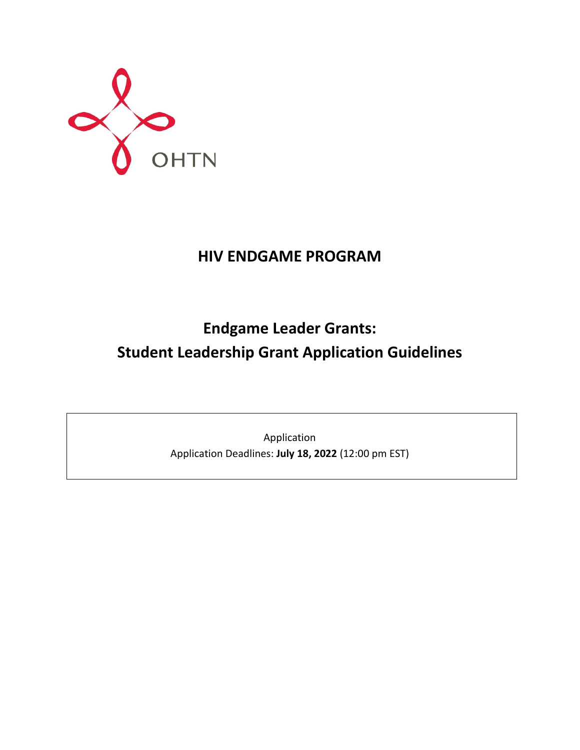OHTN

# HIV ENDGAME PROGRAM

## Endgame Leader Grants: Student Leadership Grant Application Guidelines

Application

Application Deadlines: **July 18, 2022** (12:00 pm EST)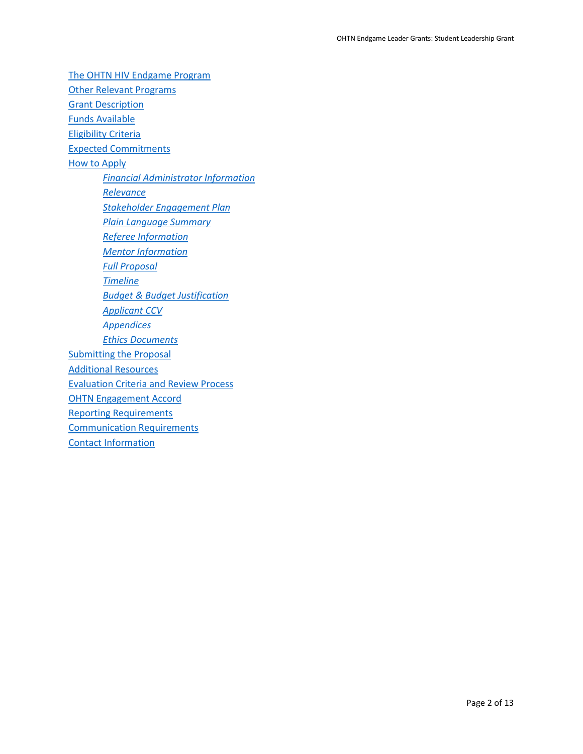- The OHTN HIV Endgame Program
- Other Relevant Programs
- Grant Description
- Funds Available
- Eligibility Criteria
- Expected Commitments
- How to Apply
    - *Financial Administrator Information*
    - *Relevance*
    - *Stakeholder Engagement Plan*
    - *Plain Language Summary*
    - *Referee Information*
    - *Mentor Information*
    - *Full Proposal*
    - *Timeline*
    - *Budget & Budget Justification*
    - *Applicant CCV*
    - *Appendices*
    - *Ethics Documents*
- Submitting the Proposal
- Additional Resources
- Evaluation Criteria and Review Process
- OHTN Engagement Accord
- Reporting Requirements
- Communication Requirements
- Contact Information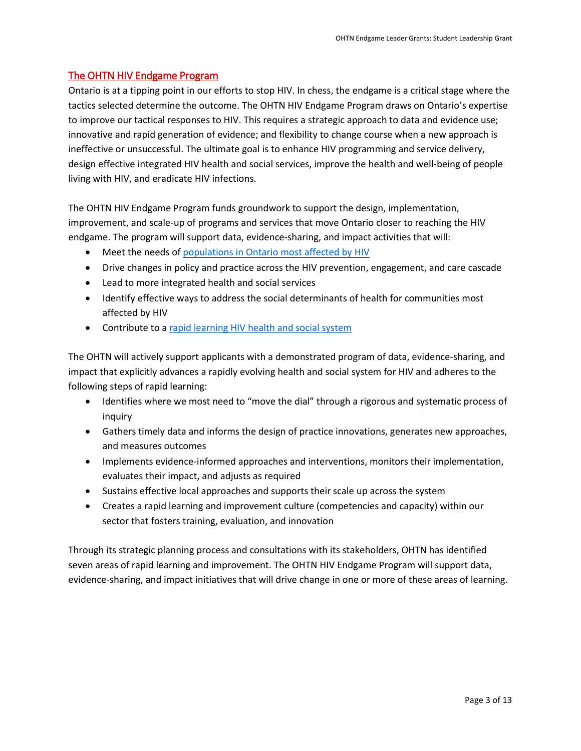## The OHTN HIV Endgame Program

Ontario is at a tipping point in our efforts to stop HIV. In chess, the endgame is a critical stage where the tactics selected determine the outcome. The OHTN HIV Endgame Program draws on Ontario's expertise to improve our tactical responses to HIV. This requires a strategic approach to data and evidence use; innovative and rapid generation of evidence; and flexibility to change course when a new approach is ineffective or unsuccessful. The ultimate goal is to enhance HIV programming and service delivery, design effective integrated HIV health and social services, improve the health and well-being of people living with HIV, and eradicate HIV infections.

The OHTN HIV Endgame Program funds groundwork to support the design, implementation, improvement, and scale-up of programs and services that move Ontario closer to reaching the HIV endgame. The program will support data, evidence-sharing, and impact activities that will:

- Meet the needs of populations in Ontario most affected by HIV
- Drive changes in policy and practice across the HIV prevention, engagement, and care cascade
- Lead to more integrated health and social services
- Identify effective ways to address the social determinants of health for communities most affected by HIV
- Contribute to a rapid learning HIV health and social system

The OHTN will actively support applicants with a demonstrated program of data, evidence-sharing, and impact that explicitly advances a rapidly evolving health and social system for HIV and adheres to the following steps of rapid learning:

- Identifies where we most need to "move the dial" through a rigorous and systematic process of inquiry
- Gathers timely data and informs the design of practice innovations, generates new approaches, and measures outcomes
- Implements evidence-informed approaches and interventions, monitors their implementation, evaluates their impact, and adjusts as required
- Sustains effective local approaches and supports their scale up across the system
- Creates a rapid learning and improvement culture (competencies and capacity) within our sector that fosters training, evaluation, and innovation

Through its strategic planning process and consultations with its stakeholders, OHTN has identified seven areas of rapid learning and improvement. The OHTN HIV Endgame Program will support data, evidence-sharing, and impact initiatives that will drive change in one or more of these areas of learning.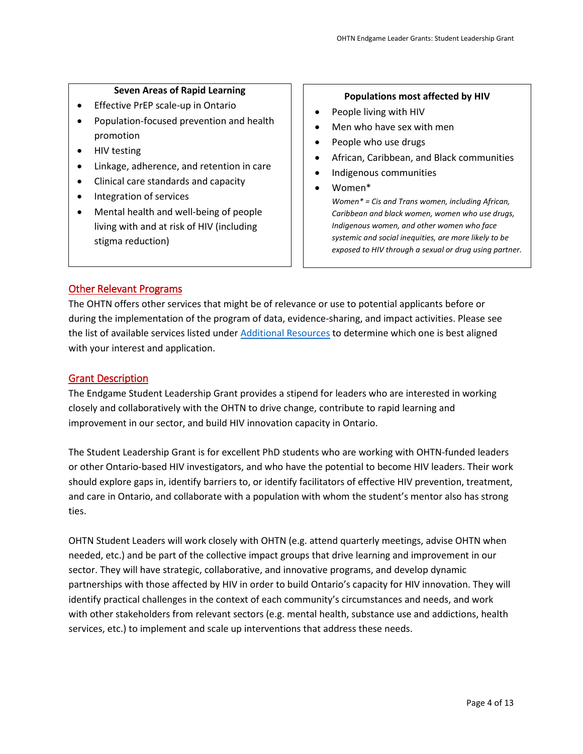**Seven Areas of Rapid Learning**

- Effective PrEP scale-up in Ontario
- Population-focused prevention and health promotion
- HIV testing
- Linkage, adherence, and retention in care
- Clinical care standards and capacity
- Integration of services
- Mental health and well-being of people living with and at risk of HIV (including stigma reduction)

**Populations most affected by HIV**

- People living with HIV
- Men who have sex with men
- People who use drugs
- African, Caribbean, and Black communities
- Indigenous communities
- Women*

  *Women* = Cis and Trans women, including African, Caribbean and black women, women who use drugs, Indigenous women, and other women who face systemic and social inequities, are more likely to be exposed to HIV through a sexual or drug using partner.*

## Other Relevant Programs

The OHTN offers other services that might be of relevance or use to potential applicants before or during the implementation of the program of data, evidence-sharing, and impact activities. Please see the list of available services listed under Additional Resources to determine which one is best aligned with your interest and application.

## Grant Description

The Endgame Student Leadership Grant provides a stipend for leaders who are interested in working closely and collaboratively with the OHTN to drive change, contribute to rapid learning and improvement in our sector, and build HIV innovation capacity in Ontario.

The Student Leadership Grant is for excellent PhD students who are working with OHTN-funded leaders or other Ontario-based HIV investigators, and who have the potential to become HIV leaders. Their work should explore gaps in, identify barriers to, or identify facilitators of effective HIV prevention, treatment, and care in Ontario, and collaborate with a population with whom the student's mentor also has strong ties.

OHTN Student Leaders will work closely with OHTN (e.g. attend quarterly meetings, advise OHTN when needed, etc.) and be part of the collective impact groups that drive learning and improvement in our sector. They will have strategic, collaborative, and innovative programs, and develop dynamic partnerships with those affected by HIV in order to build Ontario's capacity for HIV innovation. They will identify practical challenges in the context of each community's circumstances and needs, and work with other stakeholders from relevant sectors (e.g. mental health, substance use and addictions, health services, etc.) to implement and scale up interventions that address these needs.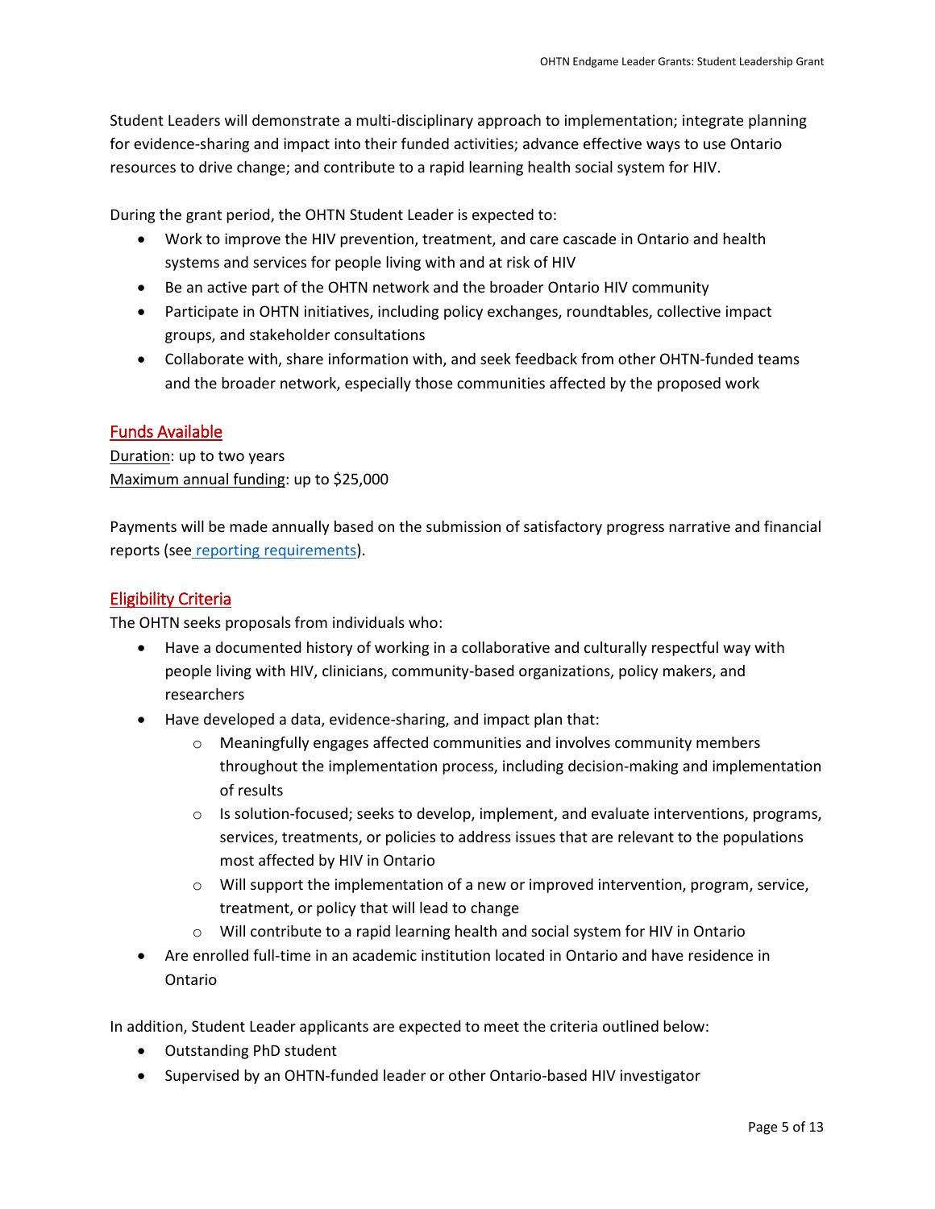Student Leaders will demonstrate a multi-disciplinary approach to implementation; integrate planning for evidence-sharing and impact into their funded activities; advance effective ways to use Ontario resources to drive change; and contribute to a rapid learning health social system for HIV.

During the grant period, the OHTN Student Leader is expected to:

- Work to improve the HIV prevention, treatment, and care cascade in Ontario and health systems and services for people living with and at risk of HIV
- Be an active part of the OHTN network and the broader Ontario HIV community
- Participate in OHTN initiatives, including policy exchanges, roundtables, collective impact groups, and stakeholder consultations
- Collaborate with, share information with, and seek feedback from other OHTN-funded teams and the broader network, especially those communities affected by the proposed work

## Funds Available

Duration: up to two years
Maximum annual funding: up to $25,000

Payments will be made annually based on the submission of satisfactory progress narrative and financial reports (see reporting requirements).

## Eligibility Criteria

The OHTN seeks proposals from individuals who:

- Have a documented history of working in a collaborative and culturally respectful way with people living with HIV, clinicians, community-based organizations, policy makers, and researchers
- Have developed a data, evidence-sharing, and impact plan that:
  - Meaningfully engages affected communities and involves community members throughout the implementation process, including decision-making and implementation of results
  - Is solution-focused; seeks to develop, implement, and evaluate interventions, programs, services, treatments, or policies to address issues that are relevant to the populations most affected by HIV in Ontario
  - Will support the implementation of a new or improved intervention, program, service, treatment, or policy that will lead to change
  - Will contribute to a rapid learning health and social system for HIV in Ontario
- Are enrolled full-time in an academic institution located in Ontario and have residence in Ontario

In addition, Student Leader applicants are expected to meet the criteria outlined below:

- Outstanding PhD student
- Supervised by an OHTN-funded leader or other Ontario-based HIV investigator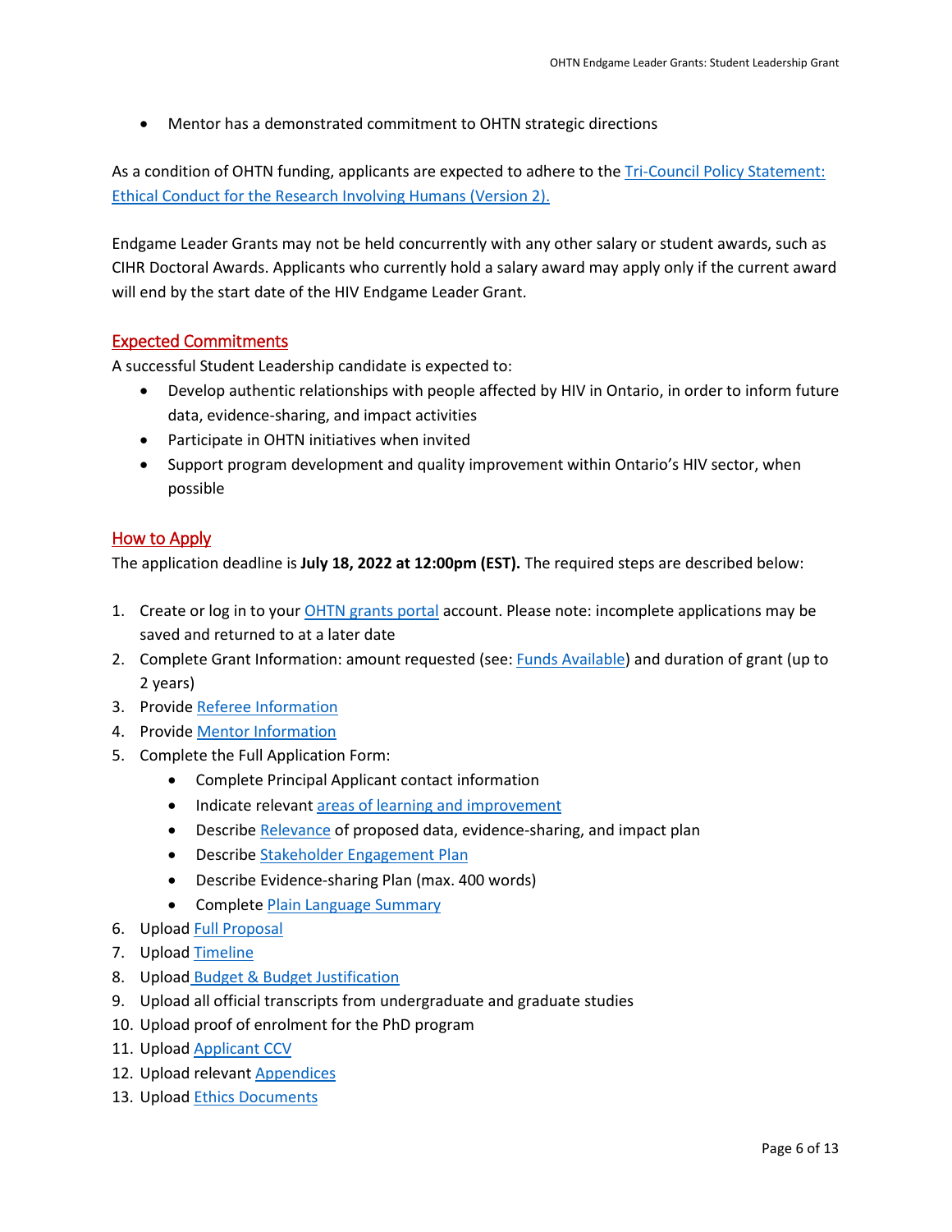- Mentor has a demonstrated commitment to OHTN strategic directions

As a condition of OHTN funding, applicants are expected to adhere to the [Tri-Council Policy Statement: Ethical Conduct for the Research Involving Humans (Version 2).]()

Endgame Leader Grants may not be held concurrently with any other salary or student awards, such as CIHR Doctoral Awards. Applicants who currently hold a salary award may apply only if the current award will end by the start date of the HIV Endgame Leader Grant.

## Expected Commitments

A successful Student Leadership candidate is expected to:

- Develop authentic relationships with people affected by HIV in Ontario, in order to inform future data, evidence-sharing, and impact activities
- Participate in OHTN initiatives when invited
- Support program development and quality improvement within Ontario's HIV sector, when possible

## How to Apply

The application deadline is **July 18, 2022 at 12:00pm (EST).** The required steps are described below:

1. Create or log in to your OHTN grants portal account. Please note: incomplete applications may be saved and returned to at a later date
2. Complete Grant Information: amount requested (see: Funds Available) and duration of grant (up to 2 years)
3. Provide Referee Information
4. Provide Mentor Information
5. Complete the Full Application Form:
   - Complete Principal Applicant contact information
   - Indicate relevant areas of learning and improvement
   - Describe Relevance of proposed data, evidence-sharing, and impact plan
   - Describe Stakeholder Engagement Plan
   - Describe Evidence-sharing Plan (max. 400 words)
   - Complete Plain Language Summary
6. Upload Full Proposal
7. Upload Timeline
8. Upload Budget & Budget Justification
9. Upload all official transcripts from undergraduate and graduate studies
10. Upload proof of enrolment for the PhD program
11. Upload Applicant CCV
12. Upload relevant Appendices
13. Upload Ethics Documents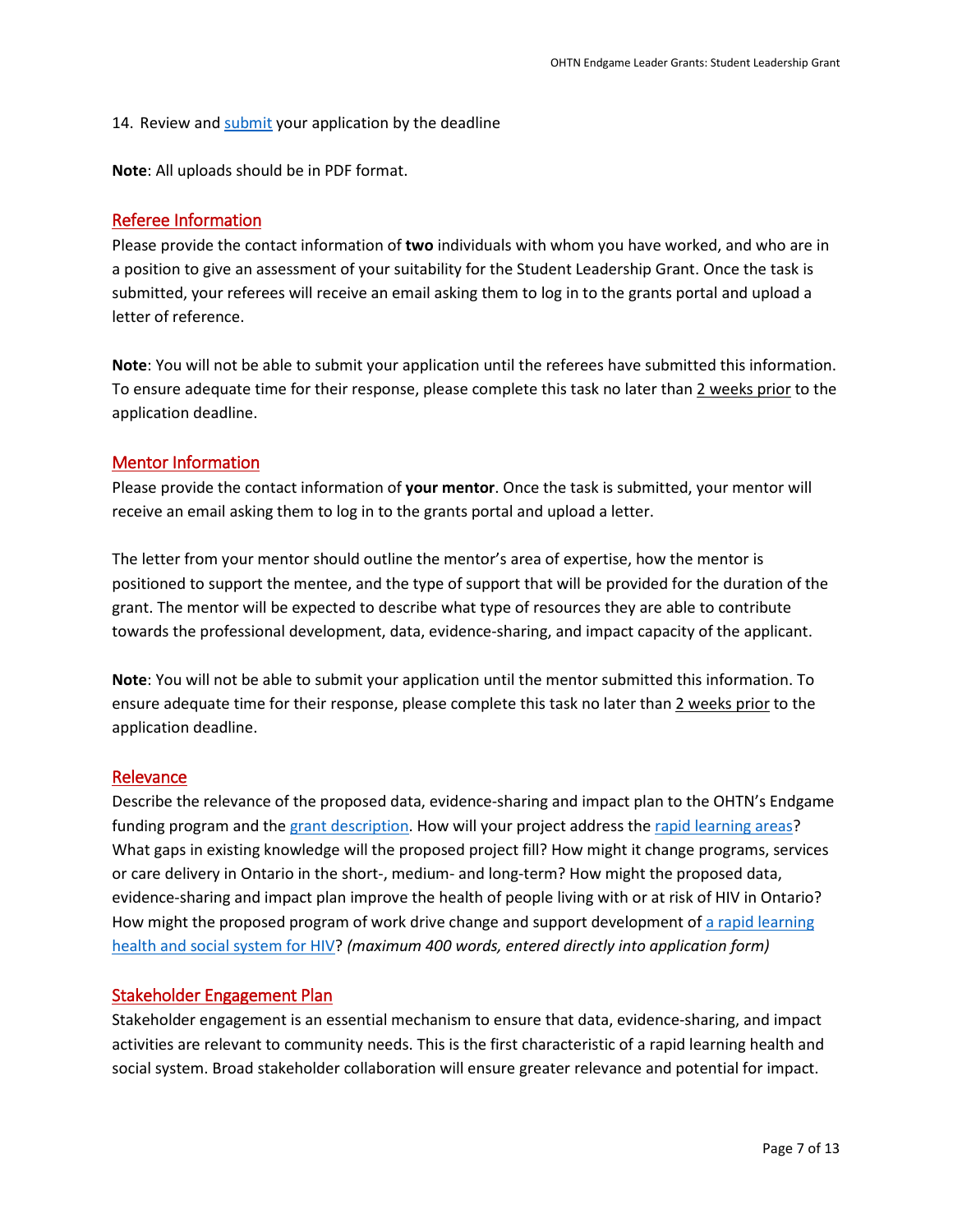14. Review and submit your application by the deadline

**Note**: All uploads should be in PDF format.

## Referee Information

Please provide the contact information of **two** individuals with whom you have worked, and who are in a position to give an assessment of your suitability for the Student Leadership Grant. Once the task is submitted, your referees will receive an email asking them to log in to the grants portal and upload a letter of reference.

**Note**: You will not be able to submit your application until the referees have submitted this information. To ensure adequate time for their response, please complete this task no later than 2 weeks prior to the application deadline.

## Mentor Information

Please provide the contact information of **your mentor**. Once the task is submitted, your mentor will receive an email asking them to log in to the grants portal and upload a letter.

The letter from your mentor should outline the mentor's area of expertise, how the mentor is positioned to support the mentee, and the type of support that will be provided for the duration of the grant. The mentor will be expected to describe what type of resources they are able to contribute towards the professional development, data, evidence-sharing, and impact capacity of the applicant.

**Note**: You will not be able to submit your application until the mentor submitted this information. To ensure adequate time for their response, please complete this task no later than 2 weeks prior to the application deadline.

## Relevance

Describe the relevance of the proposed data, evidence-sharing and impact plan to the OHTN's Endgame funding program and the grant description. How will your project address the rapid learning areas? What gaps in existing knowledge will the proposed project fill? How might it change programs, services or care delivery in Ontario in the short-, medium- and long-term? How might the proposed data, evidence-sharing and impact plan improve the health of people living with or at risk of HIV in Ontario? How might the proposed program of work drive change and support development of a rapid learning health and social system for HIV? *(maximum 400 words, entered directly into application form)*

## Stakeholder Engagement Plan

Stakeholder engagement is an essential mechanism to ensure that data, evidence-sharing, and impact activities are relevant to community needs. This is the first characteristic of a rapid learning health and social system. Broad stakeholder collaboration will ensure greater relevance and potential for impact.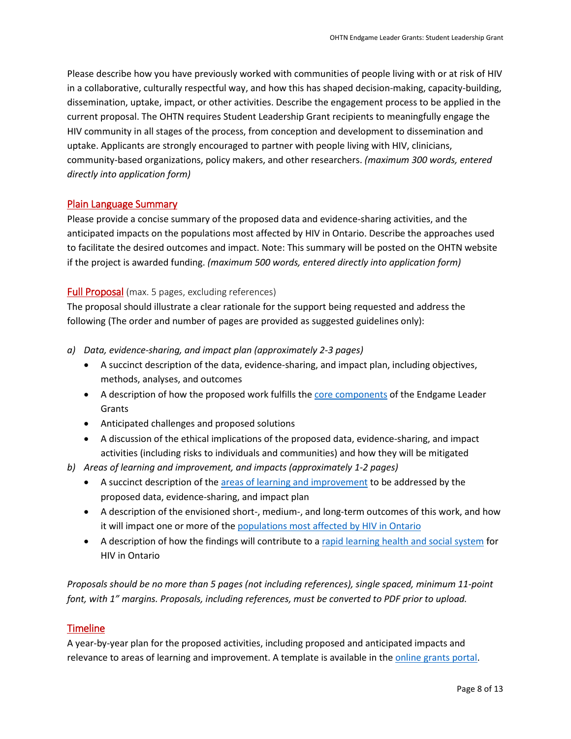Please describe how you have previously worked with communities of people living with or at risk of HIV in a collaborative, culturally respectful way, and how this has shaped decision-making, capacity-building, dissemination, uptake, impact, or other activities. Describe the engagement process to be applied in the current proposal. The OHTN requires Student Leadership Grant recipients to meaningfully engage the HIV community in all stages of the process, from conception and development to dissemination and uptake. Applicants are strongly encouraged to partner with people living with HIV, clinicians, community-based organizations, policy makers, and other researchers. *(maximum 300 words, entered directly into application form)*

## Plain Language Summary

Please provide a concise summary of the proposed data and evidence-sharing activities, and the anticipated impacts on the populations most affected by HIV in Ontario. Describe the approaches used to facilitate the desired outcomes and impact. Note: This summary will be posted on the OHTN website if the project is awarded funding. *(maximum 500 words, entered directly into application form)*

## Full Proposal (max. 5 pages, excluding references)

The proposal should illustrate a clear rationale for the support being requested and address the following (The order and number of pages are provided as suggested guidelines only):

*a) Data, evidence-sharing, and impact plan (approximately 2-3 pages)*

- A succinct description of the data, evidence-sharing, and impact plan, including objectives, methods, analyses, and outcomes
- A description of how the proposed work fulfills the core components of the Endgame Leader Grants
- Anticipated challenges and proposed solutions
- A discussion of the ethical implications of the proposed data, evidence-sharing, and impact activities (including risks to individuals and communities) and how they will be mitigated

*b) Areas of learning and improvement, and impacts (approximately 1-2 pages)*

- A succinct description of the areas of learning and improvement to be addressed by the proposed data, evidence-sharing, and impact plan
- A description of the envisioned short-, medium-, and long-term outcomes of this work, and how it will impact one or more of the populations most affected by HIV in Ontario
- A description of how the findings will contribute to a rapid learning health and social system for HIV in Ontario

*Proposals should be no more than 5 pages (not including references), single spaced, minimum 11-point font, with 1" margins. Proposals, including references, must be converted to PDF prior to upload.*

## Timeline

A year-by-year plan for the proposed activities, including proposed and anticipated impacts and relevance to areas of learning and improvement. A template is available in the online grants portal.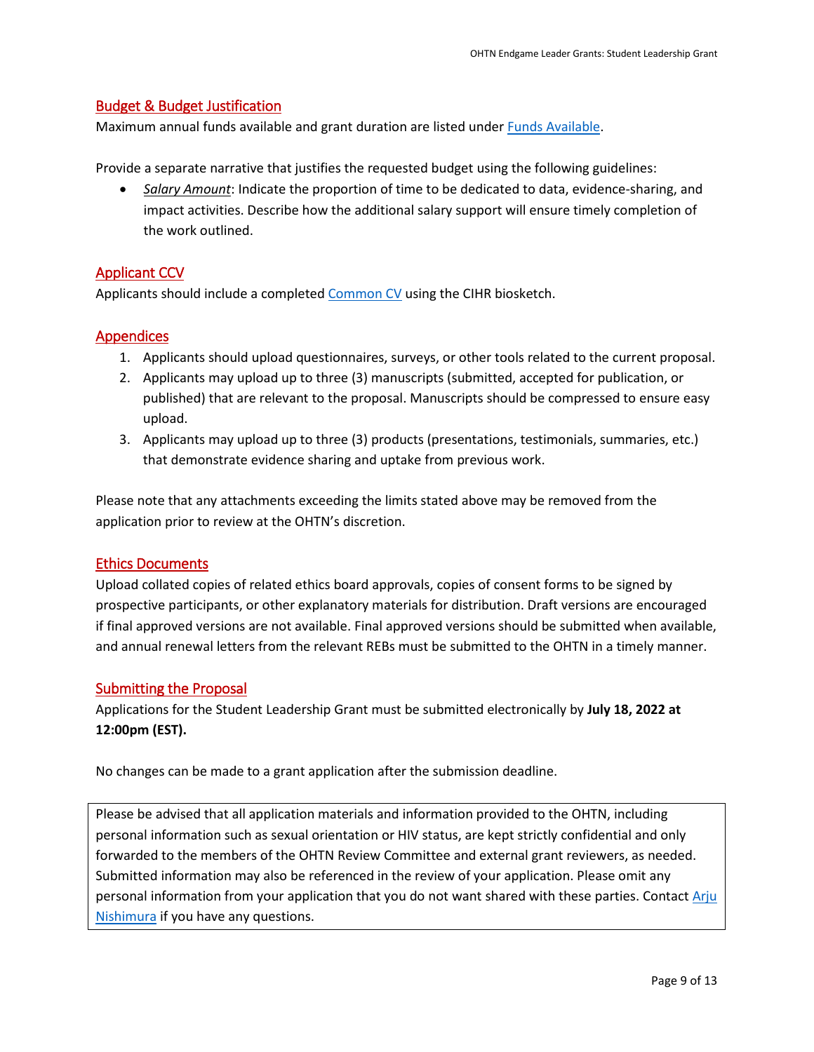## Budget & Budget Justification

Maximum annual funds available and grant duration are listed under Funds Available.

Provide a separate narrative that justifies the requested budget using the following guidelines:

- *Salary Amount*: Indicate the proportion of time to be dedicated to data, evidence-sharing, and impact activities. Describe how the additional salary support will ensure timely completion of the work outlined.

## Applicant CCV

Applicants should include a completed Common CV using the CIHR biosketch.

## Appendices

1. Applicants should upload questionnaires, surveys, or other tools related to the current proposal.
2. Applicants may upload up to three (3) manuscripts (submitted, accepted for publication, or published) that are relevant to the proposal. Manuscripts should be compressed to ensure easy upload.
3. Applicants may upload up to three (3) products (presentations, testimonials, summaries, etc.) that demonstrate evidence sharing and uptake from previous work.

Please note that any attachments exceeding the limits stated above may be removed from the application prior to review at the OHTN's discretion.

## Ethics Documents

Upload collated copies of related ethics board approvals, copies of consent forms to be signed by prospective participants, or other explanatory materials for distribution. Draft versions are encouraged if final approved versions are not available. Final approved versions should be submitted when available, and annual renewal letters from the relevant REBs must be submitted to the OHTN in a timely manner.

## Submitting the Proposal

Applications for the Student Leadership Grant must be submitted electronically by **July 18, 2022 at 12:00pm (EST).**

No changes can be made to a grant application after the submission deadline.

> Please be advised that all application materials and information provided to the OHTN, including personal information such as sexual orientation or HIV status, are kept strictly confidential and only forwarded to the members of the OHTN Review Committee and external grant reviewers, as needed. Submitted information may also be referenced in the review of your application. Please omit any personal information from your application that you do not want shared with these parties. Contact Arju Nishimura if you have any questions.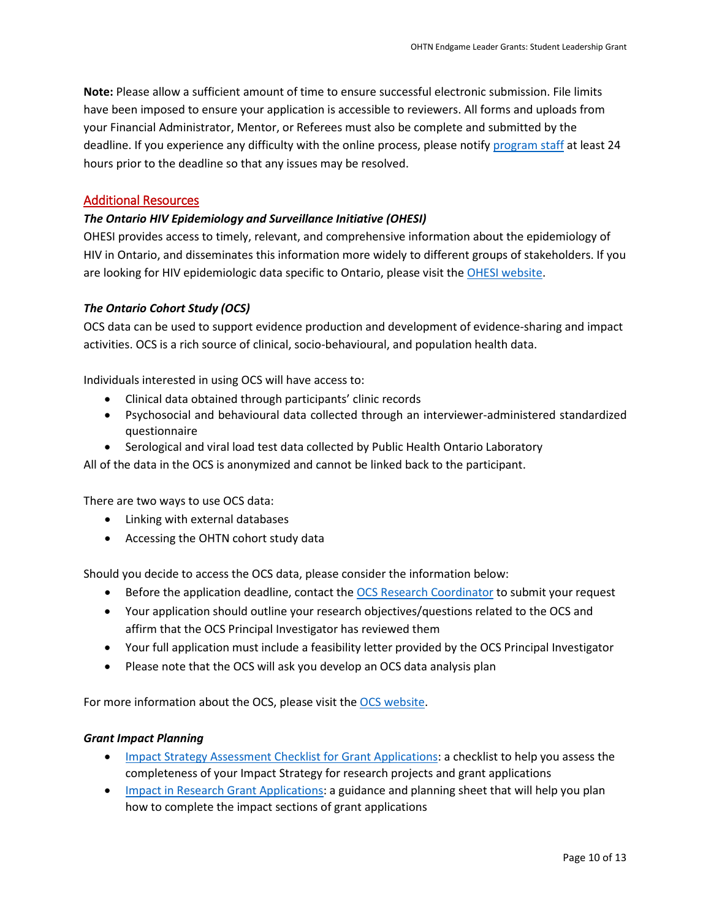**Note:** Please allow a sufficient amount of time to ensure successful electronic submission. File limits have been imposed to ensure your application is accessible to reviewers. All forms and uploads from your Financial Administrator, Mentor, or Referees must also be complete and submitted by the deadline. If you experience any difficulty with the online process, please notify program staff at least 24 hours prior to the deadline so that any issues may be resolved.

## Additional Resources

***The Ontario HIV Epidemiology and Surveillance Initiative (OHESI)***

OHESI provides access to timely, relevant, and comprehensive information about the epidemiology of HIV in Ontario, and disseminates this information more widely to different groups of stakeholders. If you are looking for HIV epidemiologic data specific to Ontario, please visit the OHESI website.

***The Ontario Cohort Study (OCS)***

OCS data can be used to support evidence production and development of evidence-sharing and impact activities. OCS is a rich source of clinical, socio-behavioural, and population health data.

Individuals interested in using OCS will have access to:

- Clinical data obtained through participants' clinic records
- Psychosocial and behavioural data collected through an interviewer-administered standardized questionnaire
- Serological and viral load test data collected by Public Health Ontario Laboratory

All of the data in the OCS is anonymized and cannot be linked back to the participant.

There are two ways to use OCS data:

- Linking with external databases
- Accessing the OHTN cohort study data

Should you decide to access the OCS data, please consider the information below:

- Before the application deadline, contact the OCS Research Coordinator to submit your request
- Your application should outline your research objectives/questions related to the OCS and affirm that the OCS Principal Investigator has reviewed them
- Your full application must include a feasibility letter provided by the OCS Principal Investigator
- Please note that the OCS will ask you develop an OCS data analysis plan

For more information about the OCS, please visit the OCS website.

***Grant Impact Planning***

- Impact Strategy Assessment Checklist for Grant Applications: a checklist to help you assess the completeness of your Impact Strategy for research projects and grant applications
- Impact in Research Grant Applications: a guidance and planning sheet that will help you plan how to complete the impact sections of grant applications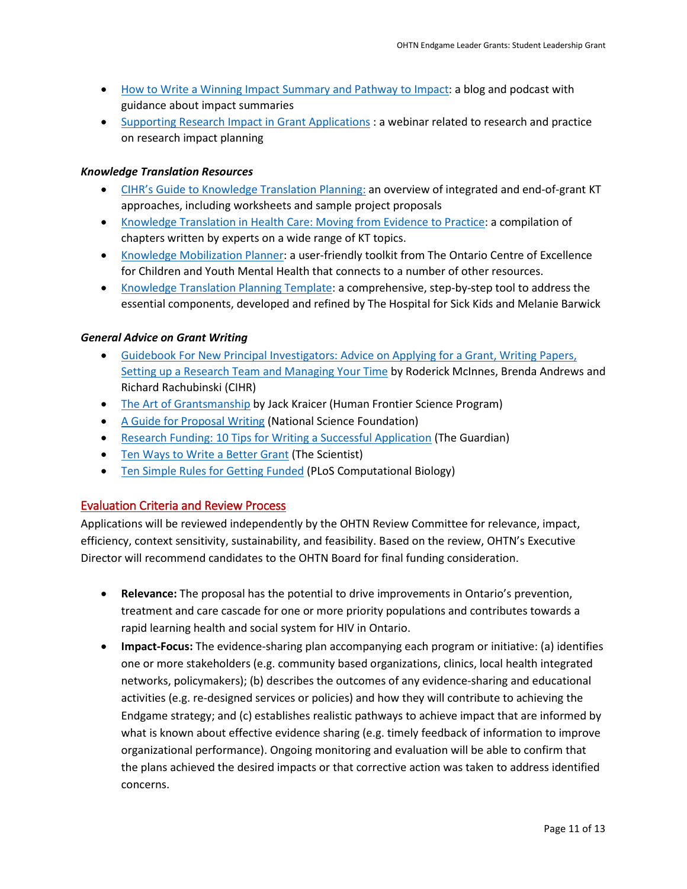- How to Write a Winning Impact Summary and Pathway to Impact: a blog and podcast with guidance about impact summaries
- Supporting Research Impact in Grant Applications : a webinar related to research and practice on research impact planning

***Knowledge Translation Resources***

- CIHR's Guide to Knowledge Translation Planning: an overview of integrated and end-of-grant KT approaches, including worksheets and sample project proposals
- Knowledge Translation in Health Care: Moving from Evidence to Practice: a compilation of chapters written by experts on a wide range of KT topics.
- Knowledge Mobilization Planner: a user-friendly toolkit from The Ontario Centre of Excellence for Children and Youth Mental Health that connects to a number of other resources.
- Knowledge Translation Planning Template: a comprehensive, step-by-step tool to address the essential components, developed and refined by The Hospital for Sick Kids and Melanie Barwick

***General Advice on Grant Writing***

- Guidebook For New Principal Investigators: Advice on Applying for a Grant, Writing Papers, Setting up a Research Team and Managing Your Time by Roderick McInnes, Brenda Andrews and Richard Rachubinski (CIHR)
- The Art of Grantsmanship by Jack Kraicer (Human Frontier Science Program)
- A Guide for Proposal Writing (National Science Foundation)
- Research Funding: 10 Tips for Writing a Successful Application (The Guardian)
- Ten Ways to Write a Better Grant (The Scientist)
- Ten Simple Rules for Getting Funded (PLoS Computational Biology)

## Evaluation Criteria and Review Process

Applications will be reviewed independently by the OHTN Review Committee for relevance, impact, efficiency, context sensitivity, sustainability, and feasibility. Based on the review, OHTN's Executive Director will recommend candidates to the OHTN Board for final funding consideration.

- **Relevance:** The proposal has the potential to drive improvements in Ontario's prevention, treatment and care cascade for one or more priority populations and contributes towards a rapid learning health and social system for HIV in Ontario.
- **Impact-Focus:** The evidence-sharing plan accompanying each program or initiative: (a) identifies one or more stakeholders (e.g. community based organizations, clinics, local health integrated networks, policymakers); (b) describes the outcomes of any evidence-sharing and educational activities (e.g. re-designed services or policies) and how they will contribute to achieving the Endgame strategy; and (c) establishes realistic pathways to achieve impact that are informed by what is known about effective evidence sharing (e.g. timely feedback of information to improve organizational performance). Ongoing monitoring and evaluation will be able to confirm that the plans achieved the desired impacts or that corrective action was taken to address identified concerns.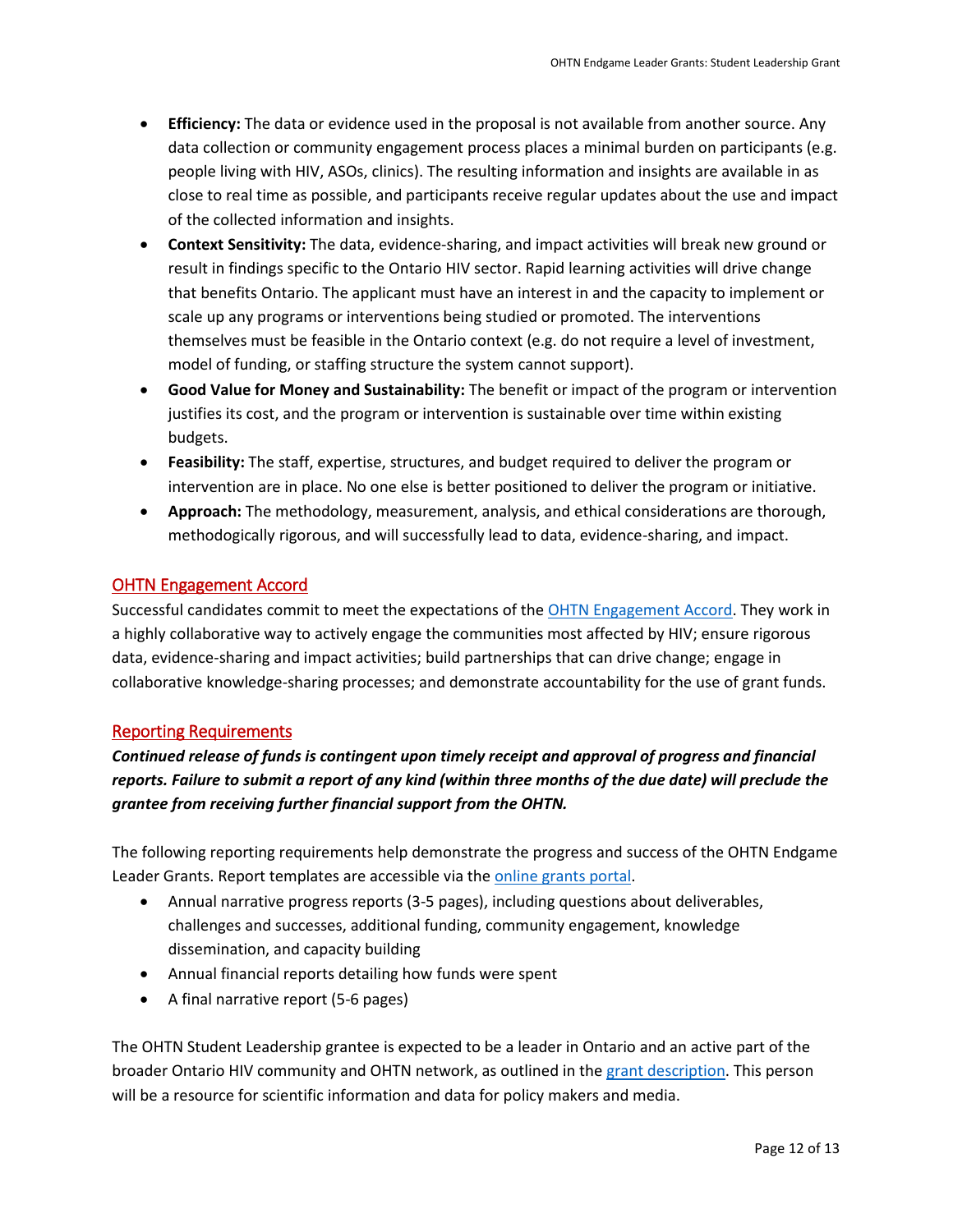- **Efficiency:** The data or evidence used in the proposal is not available from another source. Any data collection or community engagement process places a minimal burden on participants (e.g. people living with HIV, ASOs, clinics). The resulting information and insights are available in as close to real time as possible, and participants receive regular updates about the use and impact of the collected information and insights.
- **Context Sensitivity:** The data, evidence-sharing, and impact activities will break new ground or result in findings specific to the Ontario HIV sector. Rapid learning activities will drive change that benefits Ontario. The applicant must have an interest in and the capacity to implement or scale up any programs or interventions being studied or promoted. The interventions themselves must be feasible in the Ontario context (e.g. do not require a level of investment, model of funding, or staffing structure the system cannot support).
- **Good Value for Money and Sustainability:** The benefit or impact of the program or intervention justifies its cost, and the program or intervention is sustainable over time within existing budgets.
- **Feasibility:** The staff, expertise, structures, and budget required to deliver the program or intervention are in place. No one else is better positioned to deliver the program or initiative.
- **Approach:** The methodology, measurement, analysis, and ethical considerations are thorough, methodogically rigorous, and will successfully lead to data, evidence-sharing, and impact.

## OHTN Engagement Accord

Successful candidates commit to meet the expectations of the OHTN Engagement Accord. They work in a highly collaborative way to actively engage the communities most affected by HIV; ensure rigorous data, evidence-sharing and impact activities; build partnerships that can drive change; engage in collaborative knowledge-sharing processes; and demonstrate accountability for the use of grant funds.

## Reporting Requirements

***Continued release of funds is contingent upon timely receipt and approval of progress and financial reports. Failure to submit a report of any kind (within three months of the due date) will preclude the grantee from receiving further financial support from the OHTN.***

The following reporting requirements help demonstrate the progress and success of the OHTN Endgame Leader Grants. Report templates are accessible via the online grants portal.

- Annual narrative progress reports (3-5 pages), including questions about deliverables, challenges and successes, additional funding, community engagement, knowledge dissemination, and capacity building
- Annual financial reports detailing how funds were spent
- A final narrative report (5-6 pages)

The OHTN Student Leadership grantee is expected to be a leader in Ontario and an active part of the broader Ontario HIV community and OHTN network, as outlined in the grant description. This person will be a resource for scientific information and data for policy makers and media.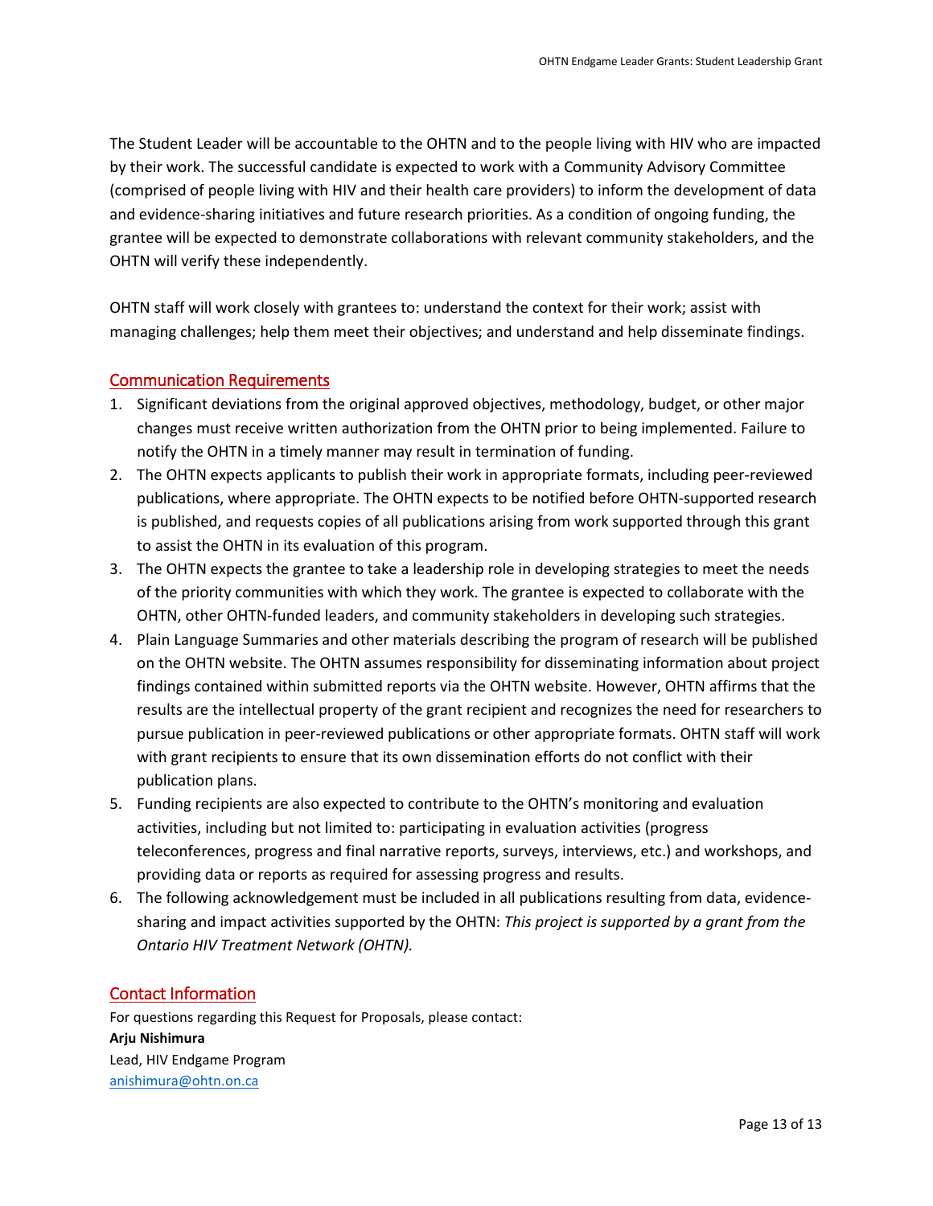The Student Leader will be accountable to the OHTN and to the people living with HIV who are impacted by their work. The successful candidate is expected to work with a Community Advisory Committee (comprised of people living with HIV and their health care providers) to inform the development of data and evidence-sharing initiatives and future research priorities. As a condition of ongoing funding, the grantee will be expected to demonstrate collaborations with relevant community stakeholders, and the OHTN will verify these independently.

OHTN staff will work closely with grantees to: understand the context for their work; assist with managing challenges; help them meet their objectives; and understand and help disseminate findings.

## Communication Requirements

1. Significant deviations from the original approved objectives, methodology, budget, or other major changes must receive written authorization from the OHTN prior to being implemented. Failure to notify the OHTN in a timely manner may result in termination of funding.
2. The OHTN expects applicants to publish their work in appropriate formats, including peer-reviewed publications, where appropriate. The OHTN expects to be notified before OHTN-supported research is published, and requests copies of all publications arising from work supported through this grant to assist the OHTN in its evaluation of this program.
3. The OHTN expects the grantee to take a leadership role in developing strategies to meet the needs of the priority communities with which they work. The grantee is expected to collaborate with the OHTN, other OHTN-funded leaders, and community stakeholders in developing such strategies.
4. Plain Language Summaries and other materials describing the program of research will be published on the OHTN website. The OHTN assumes responsibility for disseminating information about project findings contained within submitted reports via the OHTN website. However, OHTN affirms that the results are the intellectual property of the grant recipient and recognizes the need for researchers to pursue publication in peer-reviewed publications or other appropriate formats. OHTN staff will work with grant recipients to ensure that its own dissemination efforts do not conflict with their publication plans.
5. Funding recipients are also expected to contribute to the OHTN's monitoring and evaluation activities, including but not limited to: participating in evaluation activities (progress teleconferences, progress and final narrative reports, surveys, interviews, etc.) and workshops, and providing data or reports as required for assessing progress and results.
6. The following acknowledgement must be included in all publications resulting from data, evidence-sharing and impact activities supported by the OHTN: *This project is supported by a grant from the Ontario HIV Treatment Network (OHTN).*

## Contact Information

For questions regarding this Request for Proposals, please contact:
**Arju Nishimura**
Lead, HIV Endgame Program
anishimura@ohtn.on.ca